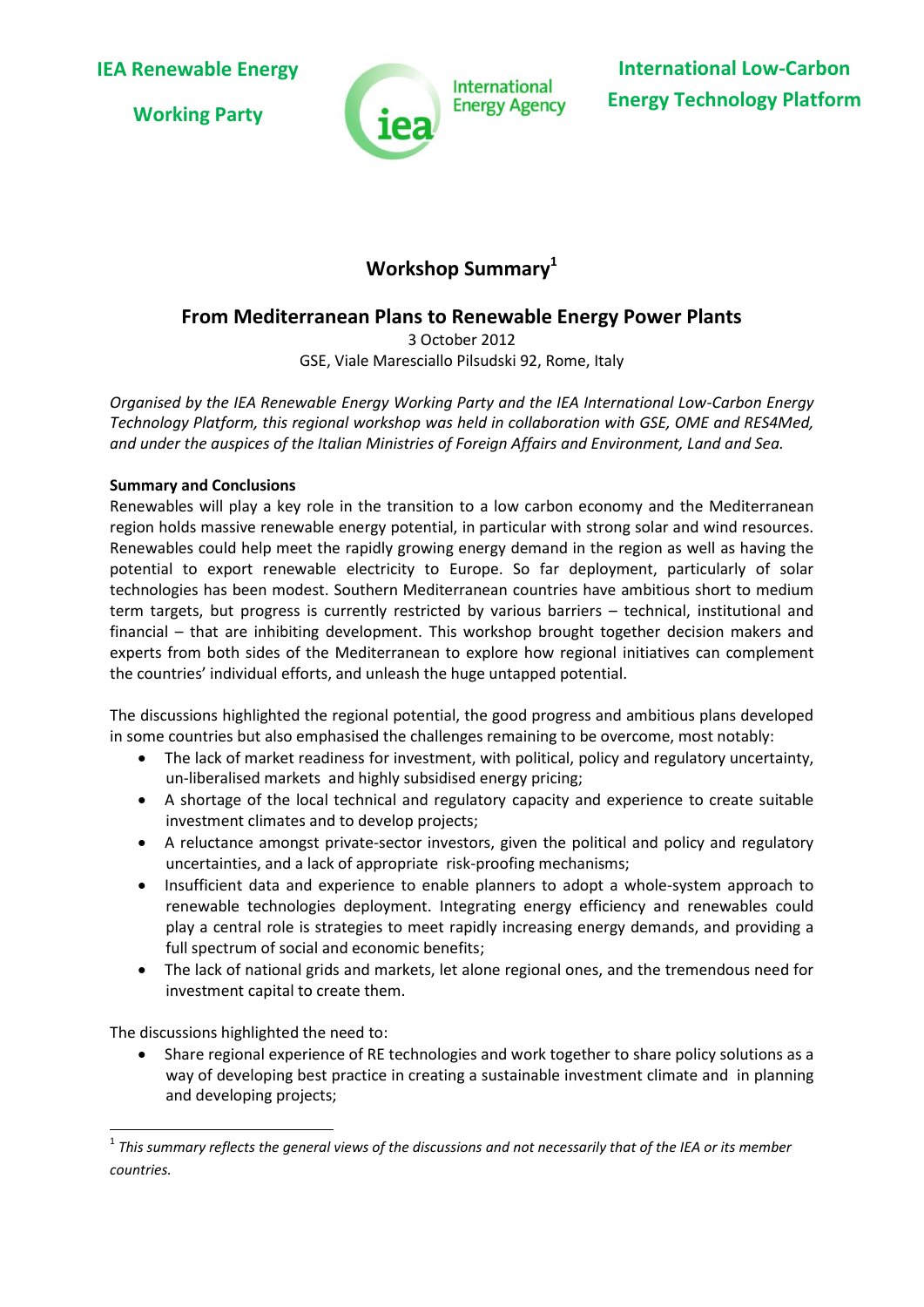IEA Renewable Energy Working Party

International Energy Agency

International Low-Carbon Energy Technology Platform

# Workshop Summary[1]

## From Mediterranean Plans to Renewable Energy Power Plants

3 October 2012

GSE, Viale Maresciallo Pilsudski 92, Rome, Italy

*Organised by the IEA Renewable Energy Working Party and the IEA International Low-Carbon Energy Technology Platform, this regional workshop was held in collaboration with GSE, OME and RES4Med, and under the auspices of the Italian Ministries of Foreign Affairs and Environment, Land and Sea.*

**Summary and Conclusions**

Renewables will play a key role in the transition to a low carbon economy and the Mediterranean region holds massive renewable energy potential, in particular with strong solar and wind resources. Renewables could help meet the rapidly growing energy demand in the region as well as having the potential to export renewable electricity to Europe. So far deployment, particularly of solar technologies has been modest. Southern Mediterranean countries have ambitious short to medium term targets, but progress is currently restricted by various barriers – technical, institutional and financial – that are inhibiting development. This workshop brought together decision makers and experts from both sides of the Mediterranean to explore how regional initiatives can complement the countries' individual efforts, and unleash the huge untapped potential.

The discussions highlighted the regional potential, the good progress and ambitious plans developed in some countries but also emphasised the challenges remaining to be overcome, most notably:

- The lack of market readiness for investment, with political, policy and regulatory uncertainty, un-liberalised markets and highly subsidised energy pricing;
- A shortage of the local technical and regulatory capacity and experience to create suitable investment climates and to develop projects;
- A reluctance amongst private-sector investors, given the political and policy and regulatory uncertainties, and a lack of appropriate risk-proofing mechanisms;
- Insufficient data and experience to enable planners to adopt a whole-system approach to renewable technologies deployment. Integrating energy efficiency and renewables could play a central role is strategies to meet rapidly increasing energy demands, and providing a full spectrum of social and economic benefits;
- The lack of national grids and markets, let alone regional ones, and the tremendous need for investment capital to create them.

The discussions highlighted the need to:

- Share regional experience of RE technologies and work together to share policy solutions as a way of developing best practice in creating a sustainable investment climate and in planning and developing projects;

[1] *This summary reflects the general views of the discussions and not necessarily that of the IEA or its member countries.*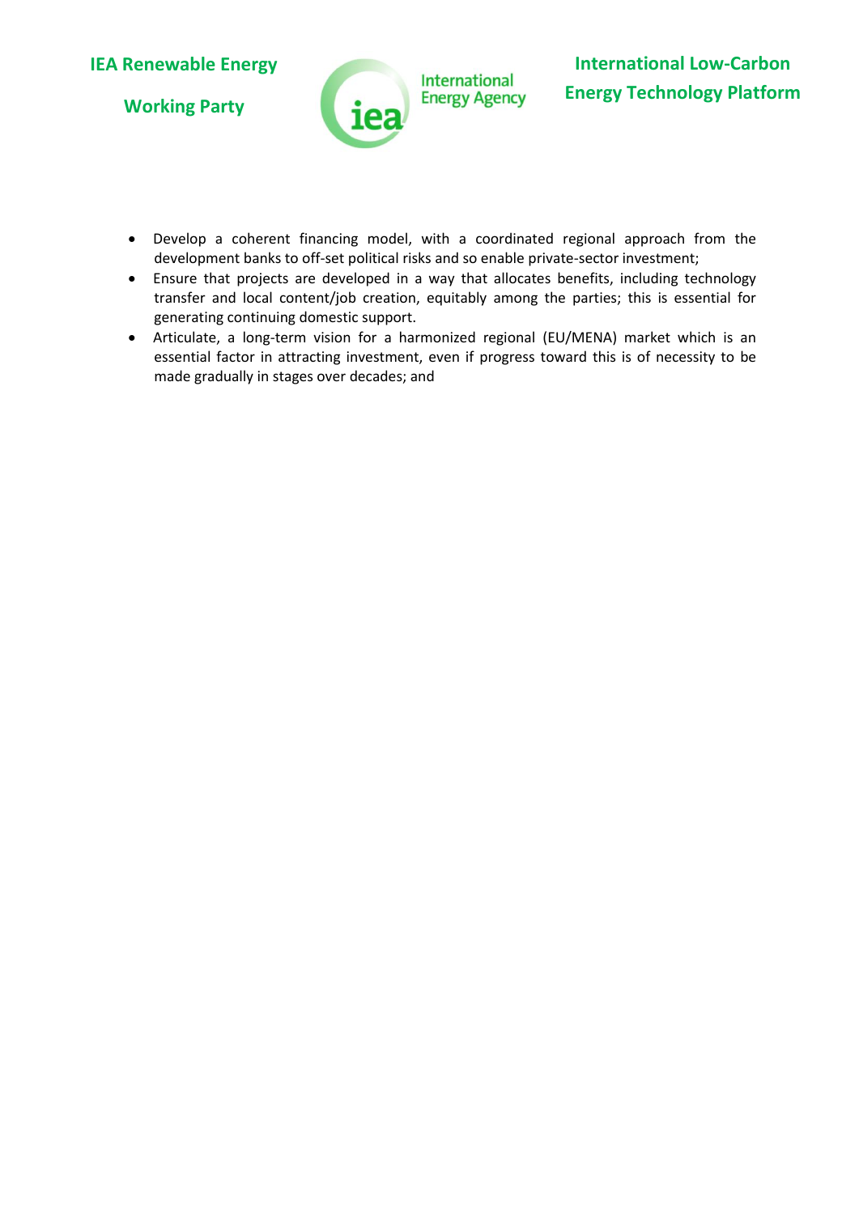- Develop a coherent financing model, with a coordinated regional approach from the development banks to off-set political risks and so enable private-sector investment;
- Ensure that projects are developed in a way that allocates benefits, including technology transfer and local content/job creation, equitably among the parties; this is essential for generating continuing domestic support.
- Articulate, a long-term vision for a harmonized regional (EU/MENA) market which is an essential factor in attracting investment, even if progress toward this is of necessity to be made gradually in stages over decades; and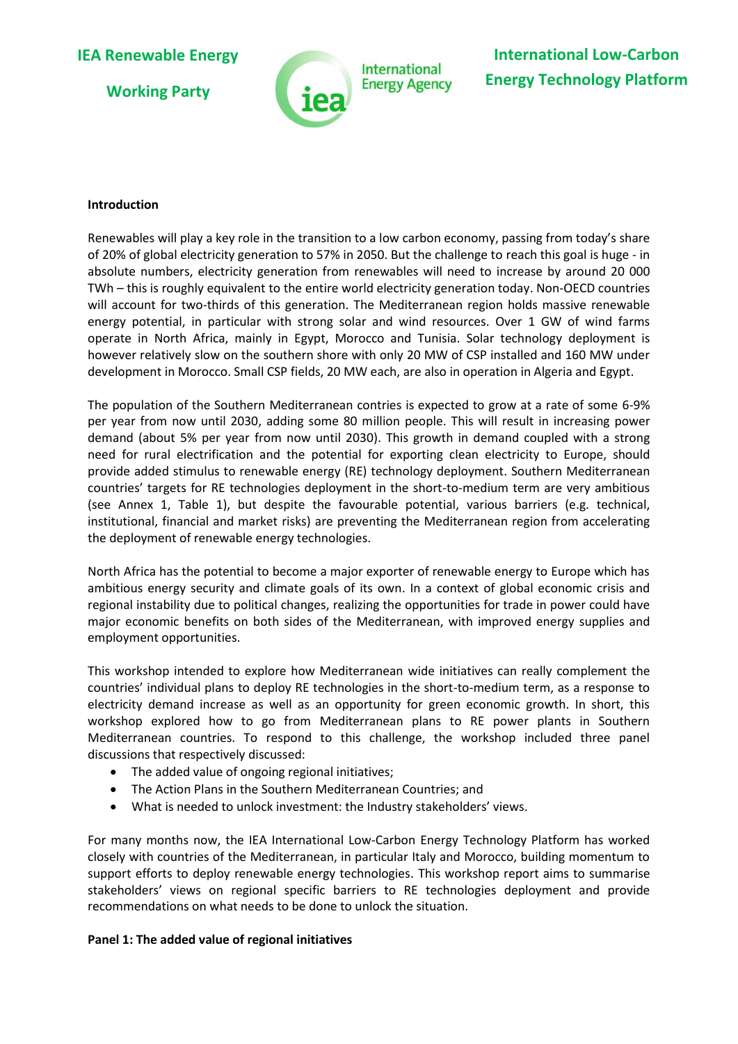**IEA Renewable Energy Working Party**

**International Low-Carbon Energy Technology Platform**

**Introduction**

Renewables will play a key role in the transition to a low carbon economy, passing from today's share of 20% of global electricity generation to 57% in 2050. But the challenge to reach this goal is huge - in absolute numbers, electricity generation from renewables will need to increase by around 20 000 TWh – this is roughly equivalent to the entire world electricity generation today. Non-OECD countries will account for two-thirds of this generation. The Mediterranean region holds massive renewable energy potential, in particular with strong solar and wind resources. Over 1 GW of wind farms operate in North Africa, mainly in Egypt, Morocco and Tunisia. Solar technology deployment is however relatively slow on the southern shore with only 20 MW of CSP installed and 160 MW under development in Morocco. Small CSP fields, 20 MW each, are also in operation in Algeria and Egypt.

The population of the Southern Mediterranean contries is expected to grow at a rate of some 6-9% per year from now until 2030, adding some 80 million people. This will result in increasing power demand (about 5% per year from now until 2030). This growth in demand coupled with a strong need for rural electrification and the potential for exporting clean electricity to Europe, should provide added stimulus to renewable energy (RE) technology deployment. Southern Mediterranean countries' targets for RE technologies deployment in the short-to-medium term are very ambitious (see Annex 1, Table 1), but despite the favourable potential, various barriers (e.g. technical, institutional, financial and market risks) are preventing the Mediterranean region from accelerating the deployment of renewable energy technologies.

North Africa has the potential to become a major exporter of renewable energy to Europe which has ambitious energy security and climate goals of its own. In a context of global economic crisis and regional instability due to political changes, realizing the opportunities for trade in power could have major economic benefits on both sides of the Mediterranean, with improved energy supplies and employment opportunities.

This workshop intended to explore how Mediterranean wide initiatives can really complement the countries' individual plans to deploy RE technologies in the short-to-medium term, as a response to electricity demand increase as well as an opportunity for green economic growth. In short, this workshop explored how to go from Mediterranean plans to RE power plants in Southern Mediterranean countries. To respond to this challenge, the workshop included three panel discussions that respectively discussed:

- The added value of ongoing regional initiatives;
- The Action Plans in the Southern Mediterranean Countries; and
- What is needed to unlock investment: the Industry stakeholders' views.

For many months now, the IEA International Low-Carbon Energy Technology Platform has worked closely with countries of the Mediterranean, in particular Italy and Morocco, building momentum to support efforts to deploy renewable energy technologies. This workshop report aims to summarise stakeholders' views on regional specific barriers to RE technologies deployment and provide recommendations on what needs to be done to unlock the situation.

**Panel 1: The added value of regional initiatives**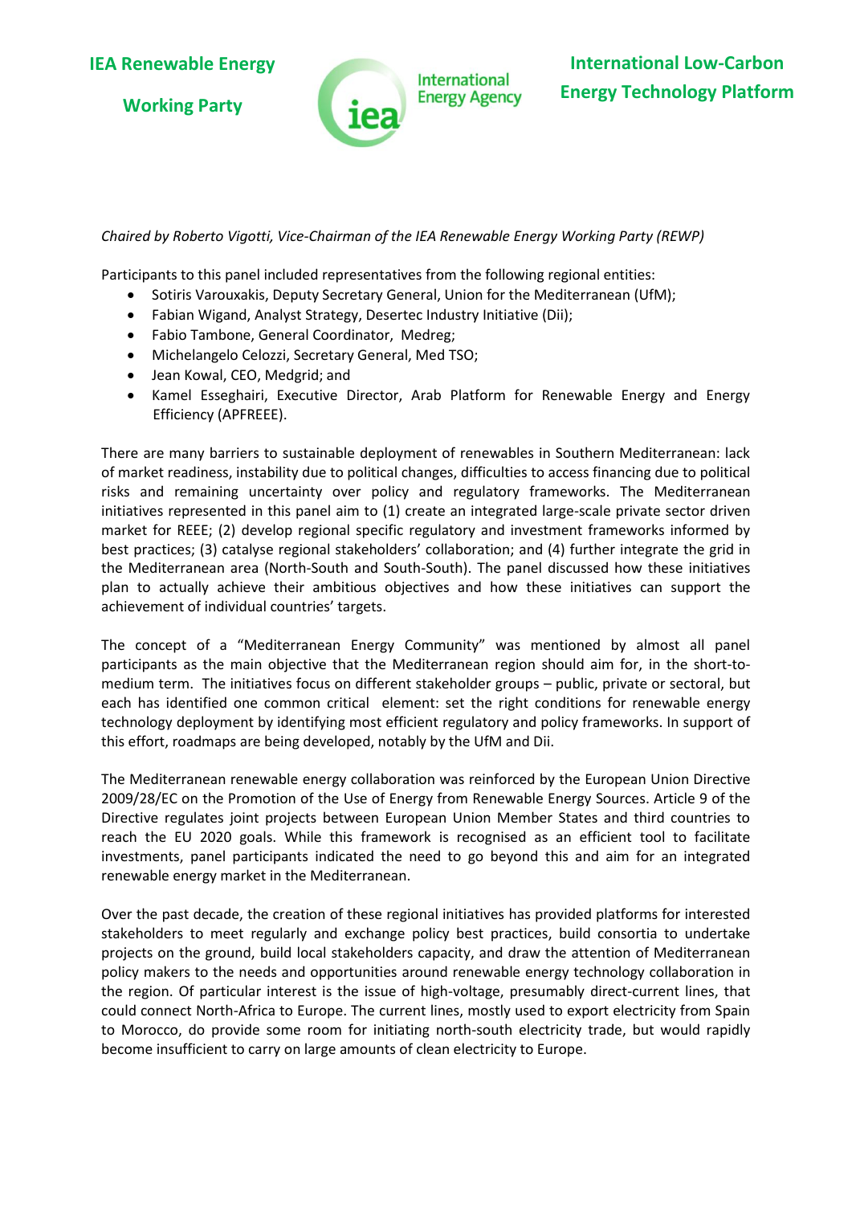*Chaired by Roberto Vigotti, Vice-Chairman of the IEA Renewable Energy Working Party (REWP)*

Participants to this panel included representatives from the following regional entities:

- Sotiris Varouxakis, Deputy Secretary General, Union for the Mediterranean (UfM);
- Fabian Wigand, Analyst Strategy, Desertec Industry Initiative (Dii);
- Fabio Tambone, General Coordinator, Medreg;
- Michelangelo Celozzi, Secretary General, Med TSO;
- Jean Kowal, CEO, Medgrid; and
- Kamel Esseghairi, Executive Director, Arab Platform for Renewable Energy and Energy Efficiency (APFREEE).

There are many barriers to sustainable deployment of renewables in Southern Mediterranean: lack of market readiness, instability due to political changes, difficulties to access financing due to political risks and remaining uncertainty over policy and regulatory frameworks. The Mediterranean initiatives represented in this panel aim to (1) create an integrated large-scale private sector driven market for REEE; (2) develop regional specific regulatory and investment frameworks informed by best practices; (3) catalyse regional stakeholders' collaboration; and (4) further integrate the grid in the Mediterranean area (North-South and South-South). The panel discussed how these initiatives plan to actually achieve their ambitious objectives and how these initiatives can support the achievement of individual countries' targets.

The concept of a "Mediterranean Energy Community" was mentioned by almost all panel participants as the main objective that the Mediterranean region should aim for, in the short-to-medium term. The initiatives focus on different stakeholder groups – public, private or sectoral, but each has identified one common critical element: set the right conditions for renewable energy technology deployment by identifying most efficient regulatory and policy frameworks. In support of this effort, roadmaps are being developed, notably by the UfM and Dii.

The Mediterranean renewable energy collaboration was reinforced by the European Union Directive 2009/28/EC on the Promotion of the Use of Energy from Renewable Energy Sources. Article 9 of the Directive regulates joint projects between European Union Member States and third countries to reach the EU 2020 goals. While this framework is recognised as an efficient tool to facilitate investments, panel participants indicated the need to go beyond this and aim for an integrated renewable energy market in the Mediterranean.

Over the past decade, the creation of these regional initiatives has provided platforms for interested stakeholders to meet regularly and exchange policy best practices, build consortia to undertake projects on the ground, build local stakeholders capacity, and draw the attention of Mediterranean policy makers to the needs and opportunities around renewable energy technology collaboration in the region. Of particular interest is the issue of high-voltage, presumably direct-current lines, that could connect North-Africa to Europe. The current lines, mostly used to export electricity from Spain to Morocco, do provide some room for initiating north-south electricity trade, but would rapidly become insufficient to carry on large amounts of clean electricity to Europe.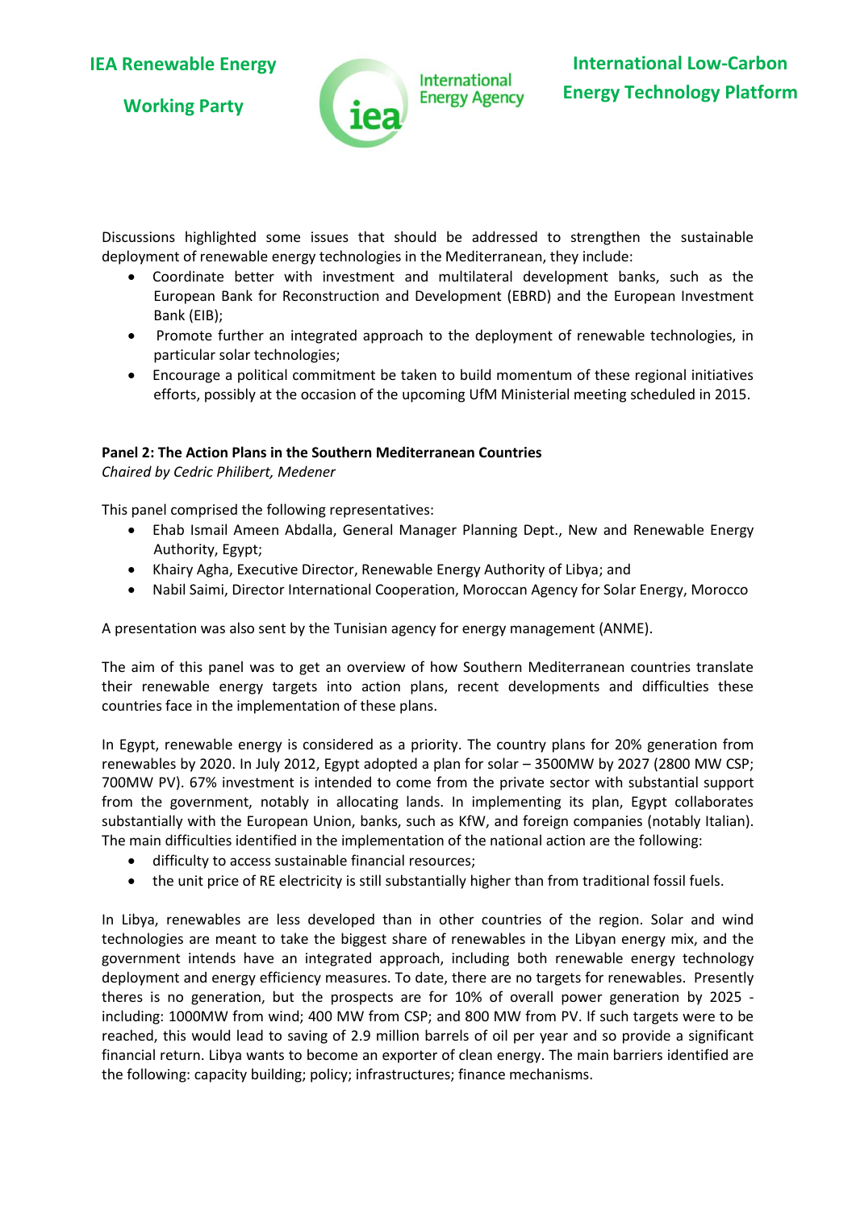Discussions highlighted some issues that should be addressed to strengthen the sustainable deployment of renewable energy technologies in the Mediterranean, they include:

- Coordinate better with investment and multilateral development banks, such as the European Bank for Reconstruction and Development (EBRD) and the European Investment Bank (EIB);
- Promote further an integrated approach to the deployment of renewable technologies, in particular solar technologies;
- Encourage a political commitment be taken to build momentum of these regional initiatives efforts, possibly at the occasion of the upcoming UfM Ministerial meeting scheduled in 2015.

**Panel 2: The Action Plans in the Southern Mediterranean Countries**
*Chaired by Cedric Philibert, Medener*

This panel comprised the following representatives:

- Ehab Ismail Ameen Abdalla, General Manager Planning Dept., New and Renewable Energy Authority, Egypt;
- Khairy Agha, Executive Director, Renewable Energy Authority of Libya; and
- Nabil Saimi, Director International Cooperation, Moroccan Agency for Solar Energy, Morocco

A presentation was also sent by the Tunisian agency for energy management (ANME).

The aim of this panel was to get an overview of how Southern Mediterranean countries translate their renewable energy targets into action plans, recent developments and difficulties these countries face in the implementation of these plans.

In Egypt, renewable energy is considered as a priority. The country plans for 20% generation from renewables by 2020. In July 2012, Egypt adopted a plan for solar – 3500MW by 2027 (2800 MW CSP; 700MW PV). 67% investment is intended to come from the private sector with substantial support from the government, notably in allocating lands. In implementing its plan, Egypt collaborates substantially with the European Union, banks, such as KfW, and foreign companies (notably Italian). The main difficulties identified in the implementation of the national action are the following:

- difficulty to access sustainable financial resources;
- the unit price of RE electricity is still substantially higher than from traditional fossil fuels.

In Libya, renewables are less developed than in other countries of the region. Solar and wind technologies are meant to take the biggest share of renewables in the Libyan energy mix, and the government intends have an integrated approach, including both renewable energy technology deployment and energy efficiency measures. To date, there are no targets for renewables. Presently theres is no generation, but the prospects are for 10% of overall power generation by 2025 - including: 1000MW from wind; 400 MW from CSP; and 800 MW from PV. If such targets were to be reached, this would lead to saving of 2.9 million barrels of oil per year and so provide a significant financial return. Libya wants to become an exporter of clean energy. The main barriers identified are the following: capacity building; policy; infrastructures; finance mechanisms.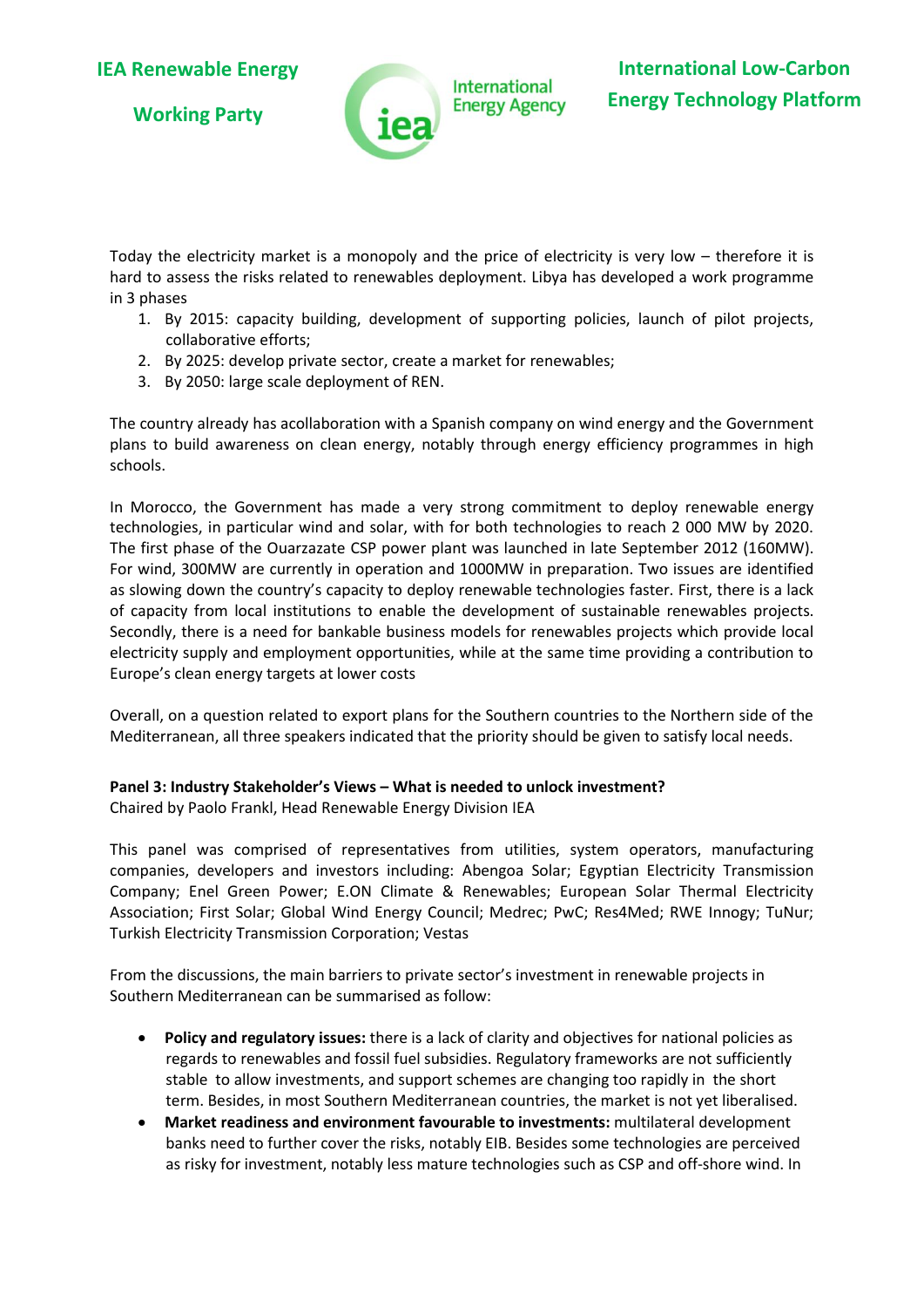Today the electricity market is a monopoly and the price of electricity is very low – therefore it is hard to assess the risks related to renewables deployment. Libya has developed a work programme in 3 phases

1. By 2015: capacity building, development of supporting policies, launch of pilot projects, collaborative efforts;
2. By 2025: develop private sector, create a market for renewables;
3. By 2050: large scale deployment of REN.

The country already has acollaboration with a Spanish company on wind energy and the Government plans to build awareness on clean energy, notably through energy efficiency programmes in high schools.

In Morocco, the Government has made a very strong commitment to deploy renewable energy technologies, in particular wind and solar, with for both technologies to reach 2 000 MW by 2020. The first phase of the Ouarzazate CSP power plant was launched in late September 2012 (160MW). For wind, 300MW are currently in operation and 1000MW in preparation. Two issues are identified as slowing down the country's capacity to deploy renewable technologies faster. First, there is a lack of capacity from local institutions to enable the development of sustainable renewables projects. Secondly, there is a need for bankable business models for renewables projects which provide local electricity supply and employment opportunities, while at the same time providing a contribution to Europe's clean energy targets at lower costs

Overall, on a question related to export plans for the Southern countries to the Northern side of the Mediterranean, all three speakers indicated that the priority should be given to satisfy local needs.

**Panel 3: Industry Stakeholder's Views – What is needed to unlock investment?**
Chaired by Paolo Frankl, Head Renewable Energy Division IEA

This panel was comprised of representatives from utilities, system operators, manufacturing companies, developers and investors including: Abengoa Solar; Egyptian Electricity Transmission Company; Enel Green Power; E.ON Climate & Renewables; European Solar Thermal Electricity Association; First Solar; Global Wind Energy Council; Medrec; PwC; Res4Med; RWE Innogy; TuNur; Turkish Electricity Transmission Corporation; Vestas

From the discussions, the main barriers to private sector's investment in renewable projects in Southern Mediterranean can be summarised as follow:

- **Policy and regulatory issues:** there is a lack of clarity and objectives for national policies as regards to renewables and fossil fuel subsidies. Regulatory frameworks are not sufficiently stable to allow investments, and support schemes are changing too rapidly in the short term. Besides, in most Southern Mediterranean countries, the market is not yet liberalised.
- **Market readiness and environment favourable to investments:** multilateral development banks need to further cover the risks, notably EIB. Besides some technologies are perceived as risky for investment, notably less mature technologies such as CSP and off-shore wind. In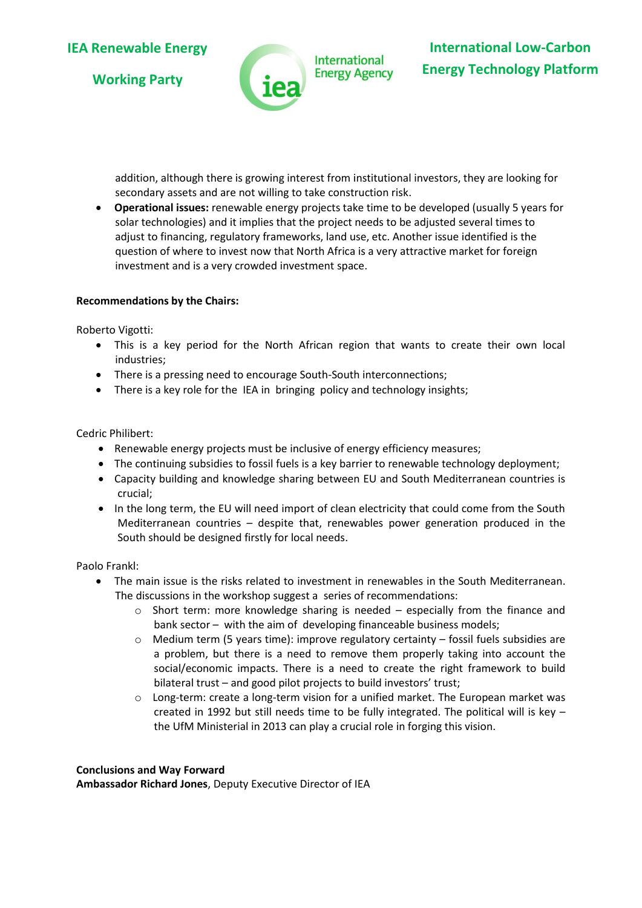addition, although there is growing interest from institutional investors, they are looking for secondary assets and are not willing to take construction risk.

- **Operational issues:** renewable energy projects take time to be developed (usually 5 years for solar technologies) and it implies that the project needs to be adjusted several times to adjust to financing, regulatory frameworks, land use, etc. Another issue identified is the question of where to invest now that North Africa is a very attractive market for foreign investment and is a very crowded investment space.

**Recommendations by the Chairs:**

Roberto Vigotti:

- This is a key period for the North African region that wants to create their own local industries;
- There is a pressing need to encourage South-South interconnections;
- There is a key role for the IEA in bringing policy and technology insights;

Cedric Philibert:

- Renewable energy projects must be inclusive of energy efficiency measures;
- The continuing subsidies to fossil fuels is a key barrier to renewable technology deployment;
- Capacity building and knowledge sharing between EU and South Mediterranean countries is crucial;
- In the long term, the EU will need import of clean electricity that could come from the South Mediterranean countries – despite that, renewables power generation produced in the South should be designed firstly for local needs.

Paolo Frankl:

- The main issue is the risks related to investment in renewables in the South Mediterranean. The discussions in the workshop suggest a series of recommendations:
    - Short term: more knowledge sharing is needed – especially from the finance and bank sector – with the aim of developing financeable business models;
    - Medium term (5 years time): improve regulatory certainty – fossil fuels subsidies are a problem, but there is a need to remove them properly taking into account the social/economic impacts. There is a need to create the right framework to build bilateral trust – and good pilot projects to build investors' trust;
    - Long-term: create a long-term vision for a unified market. The European market was created in 1992 but still needs time to be fully integrated. The political will is key – the UfM Ministerial in 2013 can play a crucial role in forging this vision.

**Conclusions and Way Forward**
**Ambassador Richard Jones**, Deputy Executive Director of IEA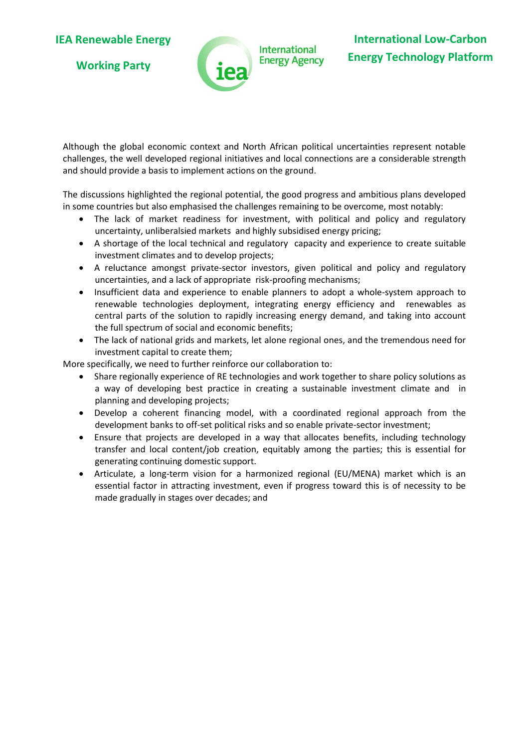Although the global economic context and North African political uncertainties represent notable challenges, the well developed regional initiatives and local connections are a considerable strength and should provide a basis to implement actions on the ground.

The discussions highlighted the regional potential, the good progress and ambitious plans developed in some countries but also emphasised the challenges remaining to be overcome, most notably:

- The lack of market readiness for investment, with political and policy and regulatory uncertainty, unliberalsied markets and highly subsidised energy pricing;
- A shortage of the local technical and regulatory capacity and experience to create suitable investment climates and to develop projects;
- A reluctance amongst private-sector investors, given political and policy and regulatory uncertainties, and a lack of appropriate risk-proofing mechanisms;
- Insufficient data and experience to enable planners to adopt a whole-system approach to renewable technologies deployment, integrating energy efficiency and renewables as central parts of the solution to rapidly increasing energy demand, and taking into account the full spectrum of social and economic benefits;
- The lack of national grids and markets, let alone regional ones, and the tremendous need for investment capital to create them;

More specifically, we need to further reinforce our collaboration to:

- Share regionally experience of RE technologies and work together to share policy solutions as a way of developing best practice in creating a sustainable investment climate and in planning and developing projects;
- Develop a coherent financing model, with a coordinated regional approach from the development banks to off-set political risks and so enable private-sector investment;
- Ensure that projects are developed in a way that allocates benefits, including technology transfer and local content/job creation, equitably among the parties; this is essential for generating continuing domestic support.
- Articulate, a long-term vision for a harmonized regional (EU/MENA) market which is an essential factor in attracting investment, even if progress toward this is of necessity to be made gradually in stages over decades; and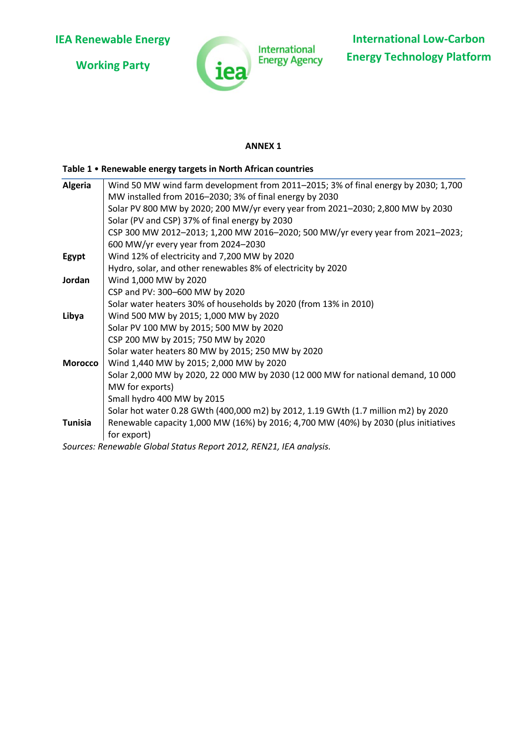**ANNEX 1**

**Table 1 • Renewable energy targets in North African countries**

| | |
|---|---|
| **Algeria** | Wind 50 MW wind farm development from 2011–2015; 3% of final energy by 2030; 1,700 MW installed from 2016–2030; 3% of final energy by 2030 |
| | Solar PV 800 MW by 2020; 200 MW/yr every year from 2021–2030; 2,800 MW by 2030 |
| | Solar (PV and CSP) 37% of final energy by 2030 |
| | CSP 300 MW 2012–2013; 1,200 MW 2016–2020; 500 MW/yr every year from 2021–2023; 600 MW/yr every year from 2024–2030 |
| **Egypt** | Wind 12% of electricity and 7,200 MW by 2020 |
| | Hydro, solar, and other renewables 8% of electricity by 2020 |
| **Jordan** | Wind 1,000 MW by 2020 |
| | CSP and PV: 300–600 MW by 2020 |
| | Solar water heaters 30% of households by 2020 (from 13% in 2010) |
| **Libya** | Wind 500 MW by 2015; 1,000 MW by 2020 |
| | Solar PV 100 MW by 2015; 500 MW by 2020 |
| | CSP 200 MW by 2015; 750 MW by 2020 |
| | Solar water heaters 80 MW by 2015; 250 MW by 2020 |
| **Morocco** | Wind 1,440 MW by 2015; 2,000 MW by 2020 |
| | Solar 2,000 MW by 2020, 22 000 MW by 2030 (12 000 MW for national demand, 10 000 MW for exports) |
| | Small hydro 400 MW by 2015 |
| | Solar hot water 0.28 GWth (400,000 m2) by 2012, 1.19 GWth (1.7 million m2) by 2020 |
| **Tunisia** | Renewable capacity 1,000 MW (16%) by 2016; 4,700 MW (40%) by 2030 (plus initiatives for export) |

*Sources: Renewable Global Status Report 2012, REN21, IEA analysis.*